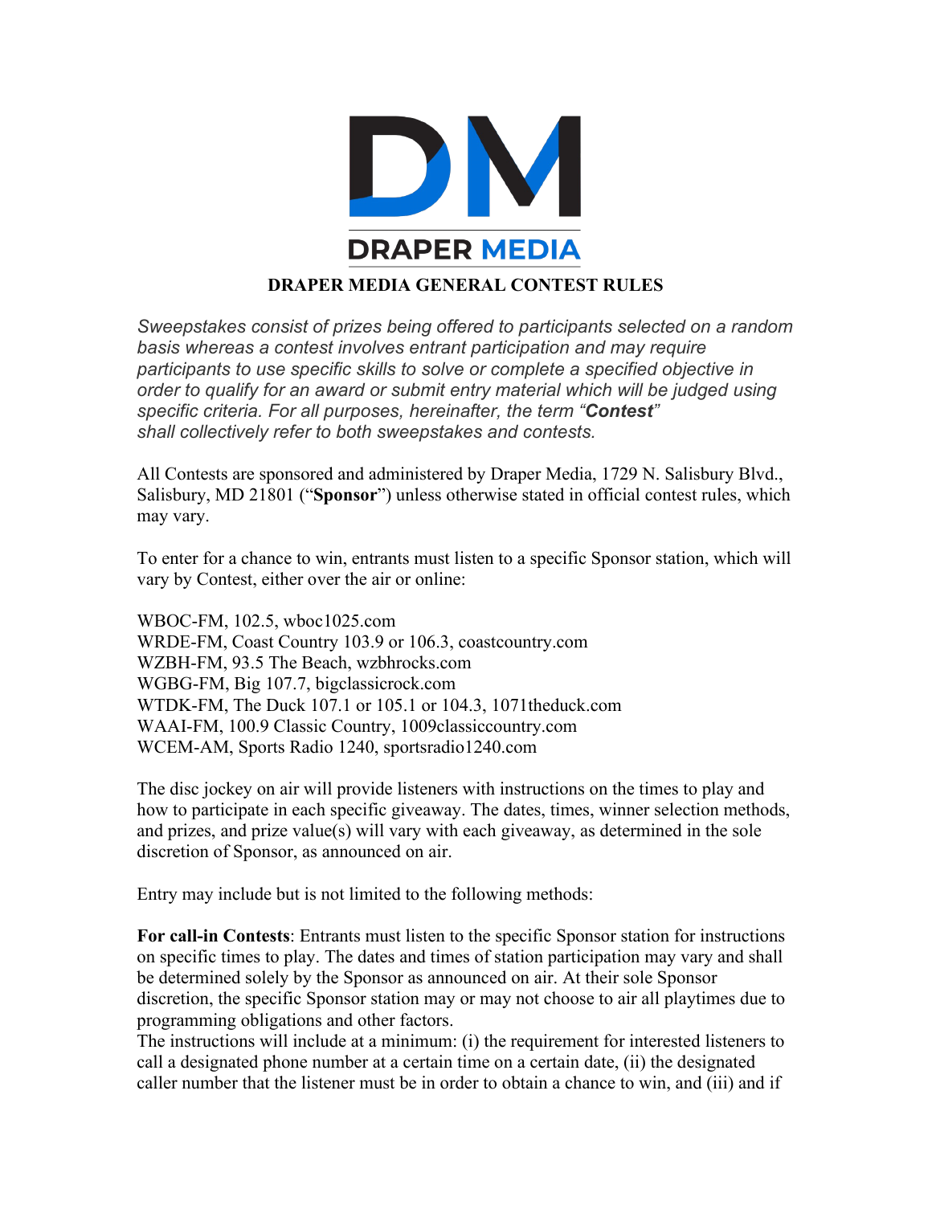DRAPER MEDIA

# DRAPER MEDIA GENERAL CONTEST RULES

*Sweepstakes consist of prizes being offered to participants selected on a random basis whereas a contest involves entrant participation and may require participants to use specific skills to solve or complete a specified objective in order to qualify for an award or submit entry material which will be judged using specific criteria. For all purposes, hereinafter, the term "**Contest**" shall collectively refer to both sweepstakes and contests.*

All Contests are sponsored and administered by Draper Media, 1729 N. Salisbury Blvd., Salisbury, MD 21801 ("**Sponsor**") unless otherwise stated in official contest rules, which may vary.

To enter for a chance to win, entrants must listen to a specific Sponsor station, which will vary by Contest, either over the air or online:

WBOC-FM, 102.5, wboc1025.com
WRDE-FM, Coast Country 103.9 or 106.3, coastcountry.com
WZBH-FM, 93.5 The Beach, wzbhrocks.com
WGBG-FM, Big 107.7, bigclassicrock.com
WTDK-FM, The Duck 107.1 or 105.1 or 104.3, 1071theduck.com
WAAI-FM, 100.9 Classic Country, 1009classiccountry.com
WCEM-AM, Sports Radio 1240, sportsradio1240.com

The disc jockey on air will provide listeners with instructions on the times to play and how to participate in each specific giveaway. The dates, times, winner selection methods, and prizes, and prize value(s) will vary with each giveaway, as determined in the sole discretion of Sponsor, as announced on air.

Entry may include but is not limited to the following methods:

**For call-in Contests**: Entrants must listen to the specific Sponsor station for instructions on specific times to play. The dates and times of station participation may vary and shall be determined solely by the Sponsor as announced on air. At their sole Sponsor discretion, the specific Sponsor station may or may not choose to air all playtimes due to programming obligations and other factors.
The instructions will include at a minimum: (i) the requirement for interested listeners to call a designated phone number at a certain time on a certain date, (ii) the designated caller number that the listener must be in order to obtain a chance to win, and (iii) and if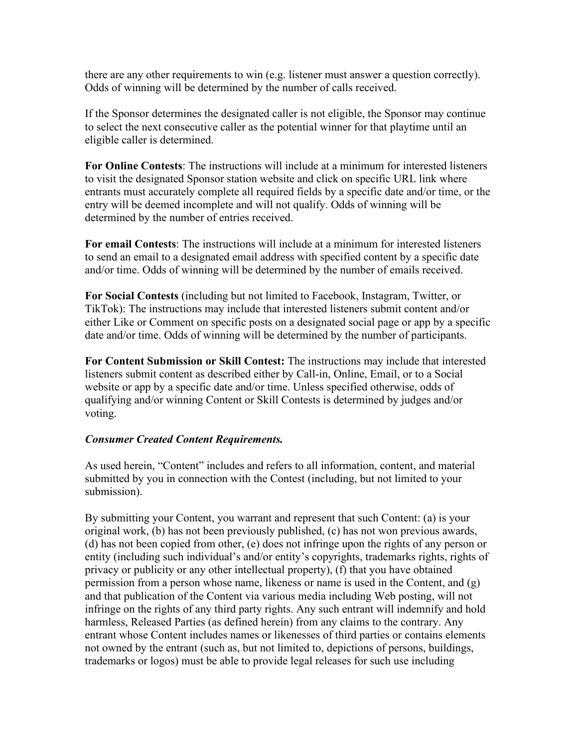there are any other requirements to win (e.g. listener must answer a question correctly). Odds of winning will be determined by the number of calls received.

If the Sponsor determines the designated caller is not eligible, the Sponsor may continue to select the next consecutive caller as the potential winner for that playtime until an eligible caller is determined.

**For Online Contests**: The instructions will include at a minimum for interested listeners to visit the designated Sponsor station website and click on specific URL link where entrants must accurately complete all required fields by a specific date and/or time, or the entry will be deemed incomplete and will not qualify. Odds of winning will be determined by the number of entries received.

**For email Contests**: The instructions will include at a minimum for interested listeners to send an email to a designated email address with specified content by a specific date and/or time. Odds of winning will be determined by the number of emails received.

**For Social Contests** (including but not limited to Facebook, Instagram, Twitter, or TikTok): The instructions may include that interested listeners submit content and/or either Like or Comment on specific posts on a designated social page or app by a specific date and/or time. Odds of winning will be determined by the number of participants.

**For Content Submission or Skill Contest:** The instructions may include that interested listeners submit content as described either by Call-in, Online, Email, or to a Social website or app by a specific date and/or time. Unless specified otherwise, odds of qualifying and/or winning Content or Skill Contests is determined by judges and/or voting.

***Consumer Created Content Requirements.***

As used herein, "Content" includes and refers to all information, content, and material submitted by you in connection with the Contest (including, but not limited to your submission).

By submitting your Content, you warrant and represent that such Content: (a) is your original work, (b) has not been previously published, (c) has not won previous awards, (d) has not been copied from other, (e) does not infringe upon the rights of any person or entity (including such individual's and/or entity's copyrights, trademarks rights, rights of privacy or publicity or any other intellectual property), (f) that you have obtained permission from a person whose name, likeness or name is used in the Content, and (g) and that publication of the Content via various media including Web posting, will not infringe on the rights of any third party rights. Any such entrant will indemnify and hold harmless, Released Parties (as defined herein) from any claims to the contrary. Any entrant whose Content includes names or likenesses of third parties or contains elements not owned by the entrant (such as, but not limited to, depictions of persons, buildings, trademarks or logos) must be able to provide legal releases for such use including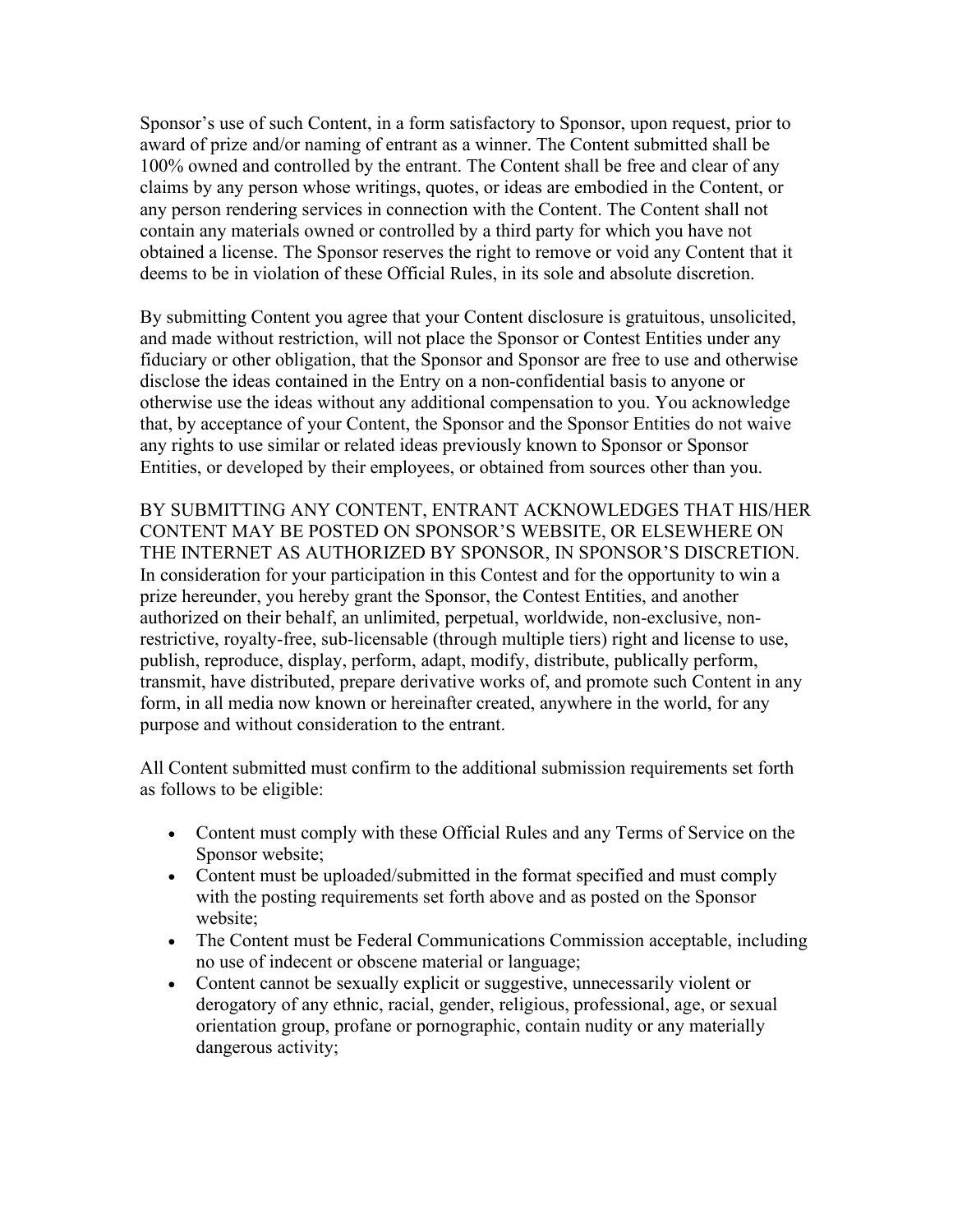Sponsor's use of such Content, in a form satisfactory to Sponsor, upon request, prior to award of prize and/or naming of entrant as a winner. The Content submitted shall be 100% owned and controlled by the entrant. The Content shall be free and clear of any claims by any person whose writings, quotes, or ideas are embodied in the Content, or any person rendering services in connection with the Content. The Content shall not contain any materials owned or controlled by a third party for which you have not obtained a license. The Sponsor reserves the right to remove or void any Content that it deems to be in violation of these Official Rules, in its sole and absolute discretion.

By submitting Content you agree that your Content disclosure is gratuitous, unsolicited, and made without restriction, will not place the Sponsor or Contest Entities under any fiduciary or other obligation, that the Sponsor and Sponsor are free to use and otherwise disclose the ideas contained in the Entry on a non-confidential basis to anyone or otherwise use the ideas without any additional compensation to you. You acknowledge that, by acceptance of your Content, the Sponsor and the Sponsor Entities do not waive any rights to use similar or related ideas previously known to Sponsor or Sponsor Entities, or developed by their employees, or obtained from sources other than you.

BY SUBMITTING ANY CONTENT, ENTRANT ACKNOWLEDGES THAT HIS/HER CONTENT MAY BE POSTED ON SPONSOR'S WEBSITE, OR ELSEWHERE ON THE INTERNET AS AUTHORIZED BY SPONSOR, IN SPONSOR'S DISCRETION. In consideration for your participation in this Contest and for the opportunity to win a prize hereunder, you hereby grant the Sponsor, the Contest Entities, and another authorized on their behalf, an unlimited, perpetual, worldwide, non-exclusive, non-restrictive, royalty-free, sub-licensable (through multiple tiers) right and license to use, publish, reproduce, display, perform, adapt, modify, distribute, publically perform, transmit, have distributed, prepare derivative works of, and promote such Content in any form, in all media now known or hereinafter created, anywhere in the world, for any purpose and without consideration to the entrant.

All Content submitted must confirm to the additional submission requirements set forth as follows to be eligible:

- Content must comply with these Official Rules and any Terms of Service on the Sponsor website;
- Content must be uploaded/submitted in the format specified and must comply with the posting requirements set forth above and as posted on the Sponsor website;
- The Content must be Federal Communications Commission acceptable, including no use of indecent or obscene material or language;
- Content cannot be sexually explicit or suggestive, unnecessarily violent or derogatory of any ethnic, racial, gender, religious, professional, age, or sexual orientation group, profane or pornographic, contain nudity or any materially dangerous activity;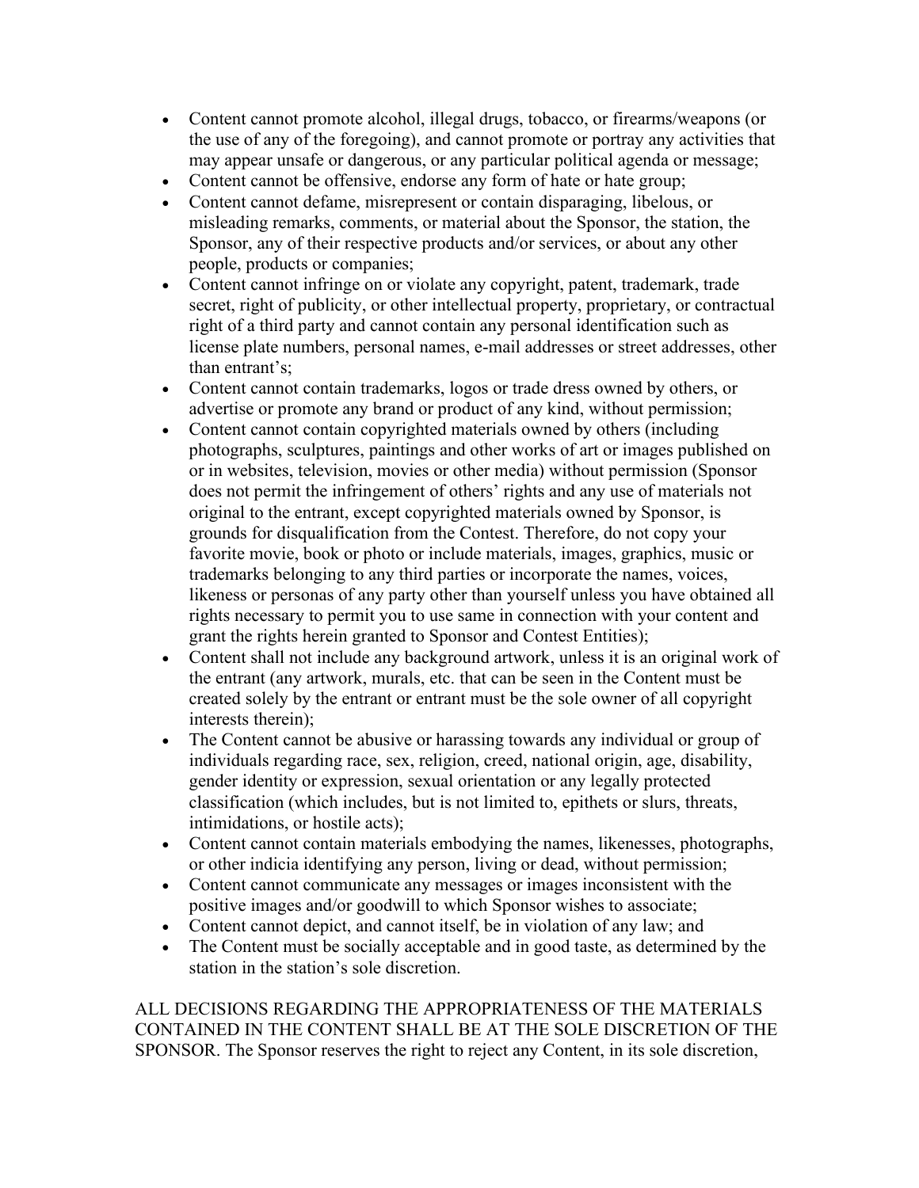- Content cannot promote alcohol, illegal drugs, tobacco, or firearms/weapons (or the use of any of the foregoing), and cannot promote or portray any activities that may appear unsafe or dangerous, or any particular political agenda or message;
- Content cannot be offensive, endorse any form of hate or hate group;
- Content cannot defame, misrepresent or contain disparaging, libelous, or misleading remarks, comments, or material about the Sponsor, the station, the Sponsor, any of their respective products and/or services, or about any other people, products or companies;
- Content cannot infringe on or violate any copyright, patent, trademark, trade secret, right of publicity, or other intellectual property, proprietary, or contractual right of a third party and cannot contain any personal identification such as license plate numbers, personal names, e-mail addresses or street addresses, other than entrant's;
- Content cannot contain trademarks, logos or trade dress owned by others, or advertise or promote any brand or product of any kind, without permission;
- Content cannot contain copyrighted materials owned by others (including photographs, sculptures, paintings and other works of art or images published on or in websites, television, movies or other media) without permission (Sponsor does not permit the infringement of others' rights and any use of materials not original to the entrant, except copyrighted materials owned by Sponsor, is grounds for disqualification from the Contest. Therefore, do not copy your favorite movie, book or photo or include materials, images, graphics, music or trademarks belonging to any third parties or incorporate the names, voices, likeness or personas of any party other than yourself unless you have obtained all rights necessary to permit you to use same in connection with your content and grant the rights herein granted to Sponsor and Contest Entities);
- Content shall not include any background artwork, unless it is an original work of the entrant (any artwork, murals, etc. that can be seen in the Content must be created solely by the entrant or entrant must be the sole owner of all copyright interests therein);
- The Content cannot be abusive or harassing towards any individual or group of individuals regarding race, sex, religion, creed, national origin, age, disability, gender identity or expression, sexual orientation or any legally protected classification (which includes, but is not limited to, epithets or slurs, threats, intimidations, or hostile acts);
- Content cannot contain materials embodying the names, likenesses, photographs, or other indicia identifying any person, living or dead, without permission;
- Content cannot communicate any messages or images inconsistent with the positive images and/or goodwill to which Sponsor wishes to associate;
- Content cannot depict, and cannot itself, be in violation of any law; and
- The Content must be socially acceptable and in good taste, as determined by the station in the station's sole discretion.

ALL DECISIONS REGARDING THE APPROPRIATENESS OF THE MATERIALS CONTAINED IN THE CONTENT SHALL BE AT THE SOLE DISCRETION OF THE SPONSOR. The Sponsor reserves the right to reject any Content, in its sole discretion,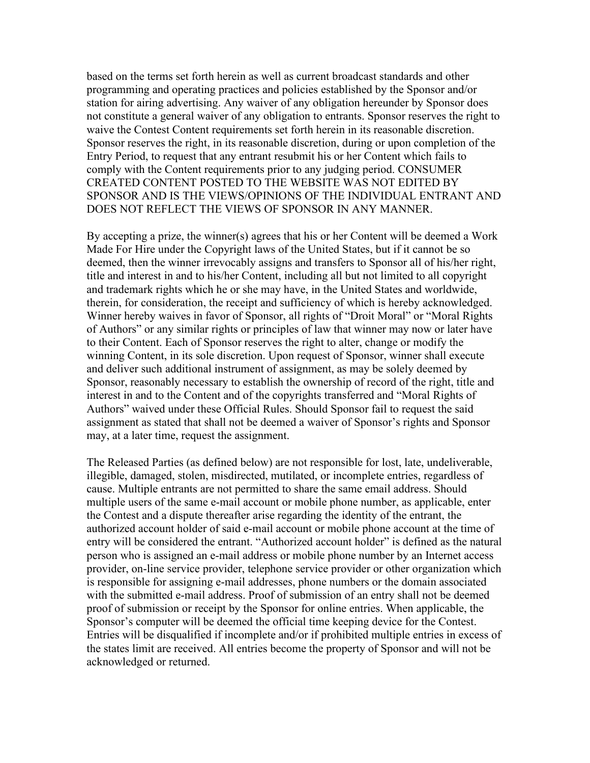based on the terms set forth herein as well as current broadcast standards and other programming and operating practices and policies established by the Sponsor and/or station for airing advertising. Any waiver of any obligation hereunder by Sponsor does not constitute a general waiver of any obligation to entrants. Sponsor reserves the right to waive the Contest Content requirements set forth herein in its reasonable discretion. Sponsor reserves the right, in its reasonable discretion, during or upon completion of the Entry Period, to request that any entrant resubmit his or her Content which fails to comply with the Content requirements prior to any judging period. CONSUMER CREATED CONTENT POSTED TO THE WEBSITE WAS NOT EDITED BY SPONSOR AND IS THE VIEWS/OPINIONS OF THE INDIVIDUAL ENTRANT AND DOES NOT REFLECT THE VIEWS OF SPONSOR IN ANY MANNER.

By accepting a prize, the winner(s) agrees that his or her Content will be deemed a Work Made For Hire under the Copyright laws of the United States, but if it cannot be so deemed, then the winner irrevocably assigns and transfers to Sponsor all of his/her right, title and interest in and to his/her Content, including all but not limited to all copyright and trademark rights which he or she may have, in the United States and worldwide, therein, for consideration, the receipt and sufficiency of which is hereby acknowledged. Winner hereby waives in favor of Sponsor, all rights of "Droit Moral" or "Moral Rights of Authors" or any similar rights or principles of law that winner may now or later have to their Content. Each of Sponsor reserves the right to alter, change or modify the winning Content, in its sole discretion. Upon request of Sponsor, winner shall execute and deliver such additional instrument of assignment, as may be solely deemed by Sponsor, reasonably necessary to establish the ownership of record of the right, title and interest in and to the Content and of the copyrights transferred and "Moral Rights of Authors" waived under these Official Rules. Should Sponsor fail to request the said assignment as stated that shall not be deemed a waiver of Sponsor's rights and Sponsor may, at a later time, request the assignment.

The Released Parties (as defined below) are not responsible for lost, late, undeliverable, illegible, damaged, stolen, misdirected, mutilated, or incomplete entries, regardless of cause. Multiple entrants are not permitted to share the same email address. Should multiple users of the same e-mail account or mobile phone number, as applicable, enter the Contest and a dispute thereafter arise regarding the identity of the entrant, the authorized account holder of said e-mail account or mobile phone account at the time of entry will be considered the entrant. "Authorized account holder" is defined as the natural person who is assigned an e-mail address or mobile phone number by an Internet access provider, on-line service provider, telephone service provider or other organization which is responsible for assigning e-mail addresses, phone numbers or the domain associated with the submitted e-mail address. Proof of submission of an entry shall not be deemed proof of submission or receipt by the Sponsor for online entries. When applicable, the Sponsor's computer will be deemed the official time keeping device for the Contest. Entries will be disqualified if incomplete and/or if prohibited multiple entries in excess of the states limit are received. All entries become the property of Sponsor and will not be acknowledged or returned.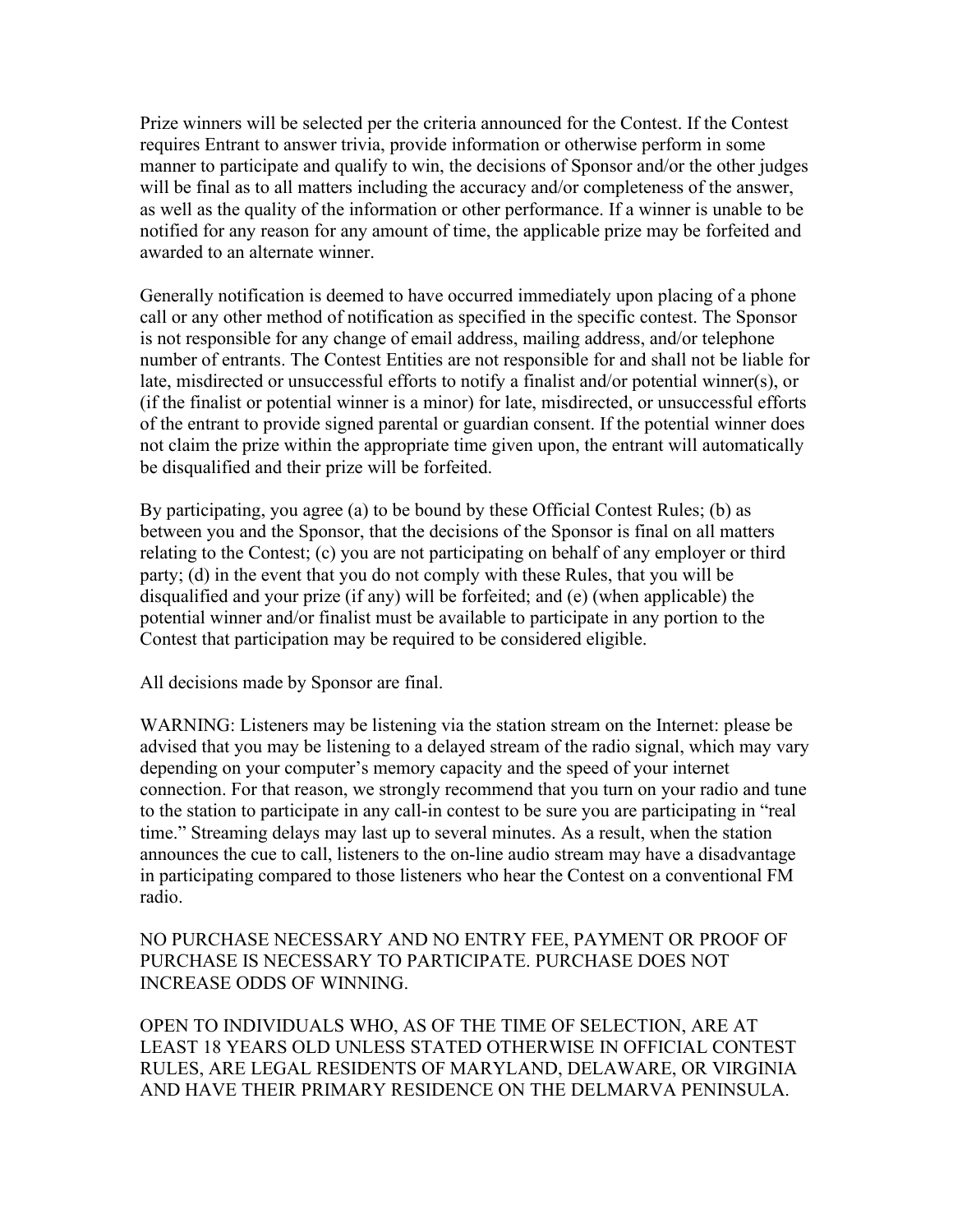Prize winners will be selected per the criteria announced for the Contest. If the Contest requires Entrant to answer trivia, provide information or otherwise perform in some manner to participate and qualify to win, the decisions of Sponsor and/or the other judges will be final as to all matters including the accuracy and/or completeness of the answer, as well as the quality of the information or other performance. If a winner is unable to be notified for any reason for any amount of time, the applicable prize may be forfeited and awarded to an alternate winner.

Generally notification is deemed to have occurred immediately upon placing of a phone call or any other method of notification as specified in the specific contest. The Sponsor is not responsible for any change of email address, mailing address, and/or telephone number of entrants. The Contest Entities are not responsible for and shall not be liable for late, misdirected or unsuccessful efforts to notify a finalist and/or potential winner(s), or (if the finalist or potential winner is a minor) for late, misdirected, or unsuccessful efforts of the entrant to provide signed parental or guardian consent. If the potential winner does not claim the prize within the appropriate time given upon, the entrant will automatically be disqualified and their prize will be forfeited.

By participating, you agree (a) to be bound by these Official Contest Rules; (b) as between you and the Sponsor, that the decisions of the Sponsor is final on all matters relating to the Contest; (c) you are not participating on behalf of any employer or third party; (d) in the event that you do not comply with these Rules, that you will be disqualified and your prize (if any) will be forfeited; and (e) (when applicable) the potential winner and/or finalist must be available to participate in any portion to the Contest that participation may be required to be considered eligible.

All decisions made by Sponsor are final.

WARNING: Listeners may be listening via the station stream on the Internet: please be advised that you may be listening to a delayed stream of the radio signal, which may vary depending on your computer's memory capacity and the speed of your internet connection. For that reason, we strongly recommend that you turn on your radio and tune to the station to participate in any call-in contest to be sure you are participating in "real time." Streaming delays may last up to several minutes. As a result, when the station announces the cue to call, listeners to the on-line audio stream may have a disadvantage in participating compared to those listeners who hear the Contest on a conventional FM radio.

NO PURCHASE NECESSARY AND NO ENTRY FEE, PAYMENT OR PROOF OF PURCHASE IS NECESSARY TO PARTICIPATE. PURCHASE DOES NOT INCREASE ODDS OF WINNING.

OPEN TO INDIVIDUALS WHO, AS OF THE TIME OF SELECTION, ARE AT LEAST 18 YEARS OLD UNLESS STATED OTHERWISE IN OFFICIAL CONTEST RULES, ARE LEGAL RESIDENTS OF MARYLAND, DELAWARE, OR VIRGINIA AND HAVE THEIR PRIMARY RESIDENCE ON THE DELMARVA PENINSULA.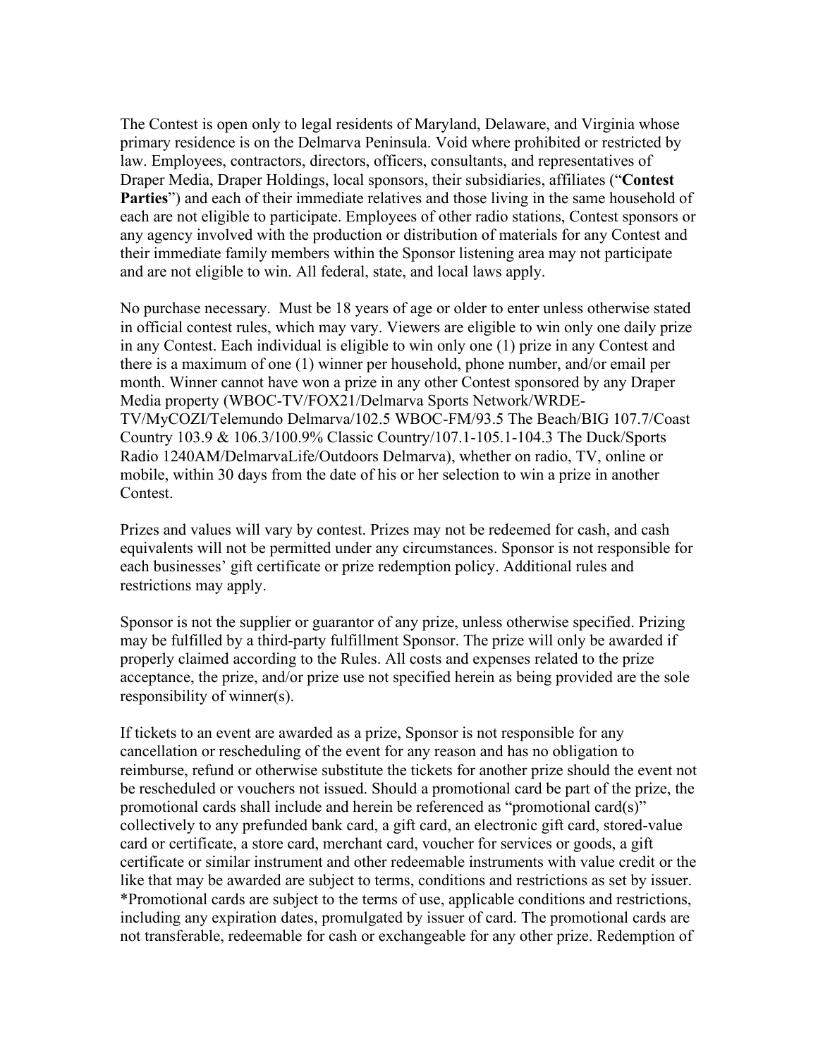The Contest is open only to legal residents of Maryland, Delaware, and Virginia whose primary residence is on the Delmarva Peninsula. Void where prohibited or restricted by law. Employees, contractors, directors, officers, consultants, and representatives of Draper Media, Draper Holdings, local sponsors, their subsidiaries, affiliates ("**Contest Parties**") and each of their immediate relatives and those living in the same household of each are not eligible to participate. Employees of other radio stations, Contest sponsors or any agency involved with the production or distribution of materials for any Contest and their immediate family members within the Sponsor listening area may not participate and are not eligible to win. All federal, state, and local laws apply.

No purchase necessary. Must be 18 years of age or older to enter unless otherwise stated in official contest rules, which may vary. Viewers are eligible to win only one daily prize in any Contest. Each individual is eligible to win only one (1) prize in any Contest and there is a maximum of one (1) winner per household, phone number, and/or email per month. Winner cannot have won a prize in any other Contest sponsored by any Draper Media property (WBOC-TV/FOX21/Delmarva Sports Network/WRDE-TV/MyCOZI/Telemundo Delmarva/102.5 WBOC-FM/93.5 The Beach/BIG 107.7/Coast Country 103.9 & 106.3/100.9% Classic Country/107.1-105.1-104.3 The Duck/Sports Radio 1240AM/DelmarvaLife/Outdoors Delmarva), whether on radio, TV, online or mobile, within 30 days from the date of his or her selection to win a prize in another Contest.

Prizes and values will vary by contest. Prizes may not be redeemed for cash, and cash equivalents will not be permitted under any circumstances. Sponsor is not responsible for each businesses' gift certificate or prize redemption policy. Additional rules and restrictions may apply.

Sponsor is not the supplier or guarantor of any prize, unless otherwise specified. Prizing may be fulfilled by a third-party fulfillment Sponsor. The prize will only be awarded if properly claimed according to the Rules. All costs and expenses related to the prize acceptance, the prize, and/or prize use not specified herein as being provided are the sole responsibility of winner(s).

If tickets to an event are awarded as a prize, Sponsor is not responsible for any cancellation or rescheduling of the event for any reason and has no obligation to reimburse, refund or otherwise substitute the tickets for another prize should the event not be rescheduled or vouchers not issued. Should a promotional card be part of the prize, the promotional cards shall include and herein be referenced as "promotional card(s)" collectively to any prefunded bank card, a gift card, an electronic gift card, stored-value card or certificate, a store card, merchant card, voucher for services or goods, a gift certificate or similar instrument and other redeemable instruments with value credit or the like that may be awarded are subject to terms, conditions and restrictions as set by issuer. *Promotional cards are subject to the terms of use, applicable conditions and restrictions, including any expiration dates, promulgated by issuer of card. The promotional cards are not transferable, redeemable for cash or exchangeable for any other prize. Redemption of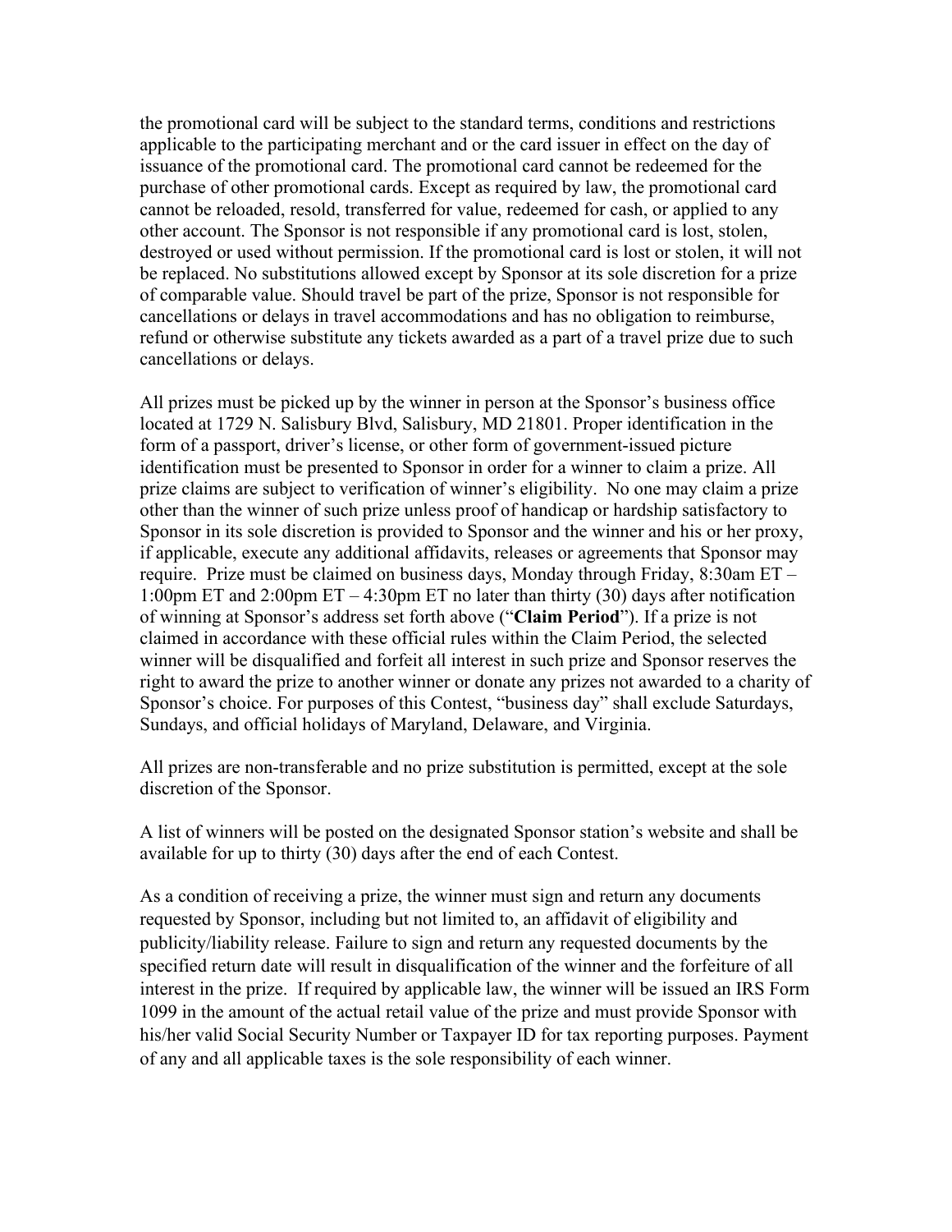the promotional card will be subject to the standard terms, conditions and restrictions applicable to the participating merchant and or the card issuer in effect on the day of issuance of the promotional card. The promotional card cannot be redeemed for the purchase of other promotional cards. Except as required by law, the promotional card cannot be reloaded, resold, transferred for value, redeemed for cash, or applied to any other account. The Sponsor is not responsible if any promotional card is lost, stolen, destroyed or used without permission. If the promotional card is lost or stolen, it will not be replaced. No substitutions allowed except by Sponsor at its sole discretion for a prize of comparable value. Should travel be part of the prize, Sponsor is not responsible for cancellations or delays in travel accommodations and has no obligation to reimburse, refund or otherwise substitute any tickets awarded as a part of a travel prize due to such cancellations or delays.

All prizes must be picked up by the winner in person at the Sponsor's business office located at 1729 N. Salisbury Blvd, Salisbury, MD 21801. Proper identification in the form of a passport, driver's license, or other form of government-issued picture identification must be presented to Sponsor in order for a winner to claim a prize. All prize claims are subject to verification of winner's eligibility. No one may claim a prize other than the winner of such prize unless proof of handicap or hardship satisfactory to Sponsor in its sole discretion is provided to Sponsor and the winner and his or her proxy, if applicable, execute any additional affidavits, releases or agreements that Sponsor may require. Prize must be claimed on business days, Monday through Friday, 8:30am ET – 1:00pm ET and 2:00pm ET – 4:30pm ET no later than thirty (30) days after notification of winning at Sponsor's address set forth above ("**Claim Period**"). If a prize is not claimed in accordance with these official rules within the Claim Period, the selected winner will be disqualified and forfeit all interest in such prize and Sponsor reserves the right to award the prize to another winner or donate any prizes not awarded to a charity of Sponsor's choice. For purposes of this Contest, "business day" shall exclude Saturdays, Sundays, and official holidays of Maryland, Delaware, and Virginia.

All prizes are non-transferable and no prize substitution is permitted, except at the sole discretion of the Sponsor.

A list of winners will be posted on the designated Sponsor station's website and shall be available for up to thirty (30) days after the end of each Contest.

As a condition of receiving a prize, the winner must sign and return any documents requested by Sponsor, including but not limited to, an affidavit of eligibility and publicity/liability release. Failure to sign and return any requested documents by the specified return date will result in disqualification of the winner and the forfeiture of all interest in the prize. If required by applicable law, the winner will be issued an IRS Form 1099 in the amount of the actual retail value of the prize and must provide Sponsor with his/her valid Social Security Number or Taxpayer ID for tax reporting purposes. Payment of any and all applicable taxes is the sole responsibility of each winner.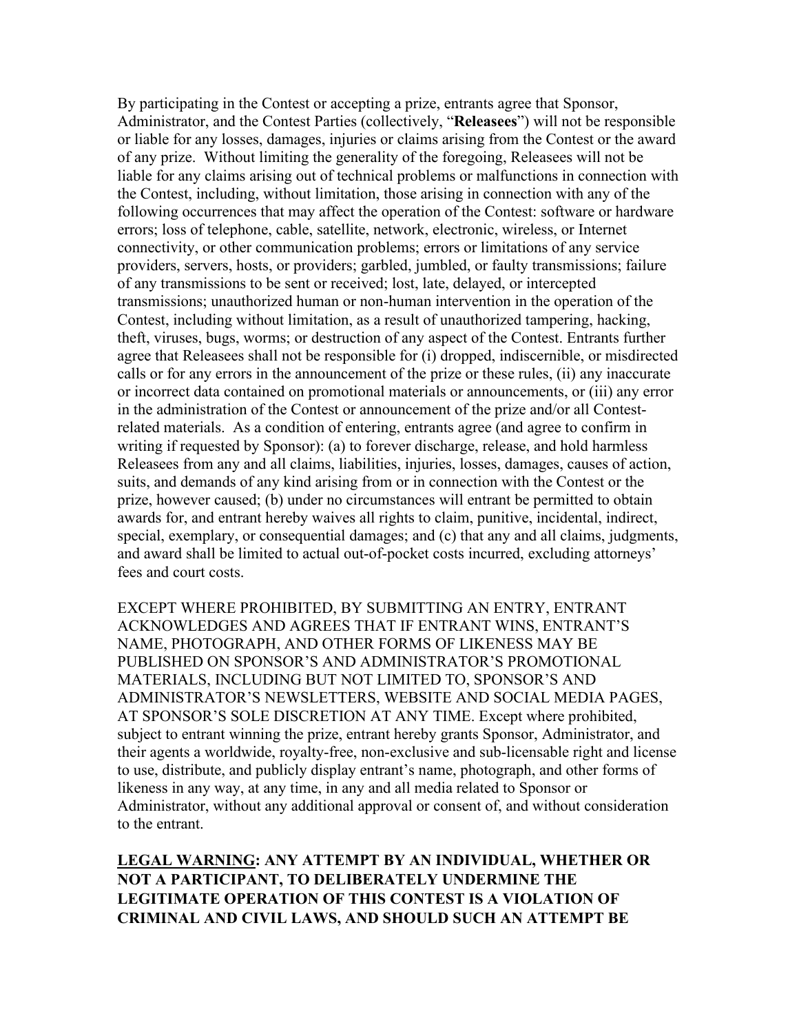By participating in the Contest or accepting a prize, entrants agree that Sponsor, Administrator, and the Contest Parties (collectively, "**Releasees**") will not be responsible or liable for any losses, damages, injuries or claims arising from the Contest or the award of any prize. Without limiting the generality of the foregoing, Releasees will not be liable for any claims arising out of technical problems or malfunctions in connection with the Contest, including, without limitation, those arising in connection with any of the following occurrences that may affect the operation of the Contest: software or hardware errors; loss of telephone, cable, satellite, network, electronic, wireless, or Internet connectivity, or other communication problems; errors or limitations of any service providers, servers, hosts, or providers; garbled, jumbled, or faulty transmissions; failure of any transmissions to be sent or received; lost, late, delayed, or intercepted transmissions; unauthorized human or non-human intervention in the operation of the Contest, including without limitation, as a result of unauthorized tampering, hacking, theft, viruses, bugs, worms; or destruction of any aspect of the Contest. Entrants further agree that Releasees shall not be responsible for (i) dropped, indiscernible, or misdirected calls or for any errors in the announcement of the prize or these rules, (ii) any inaccurate or incorrect data contained on promotional materials or announcements, or (iii) any error in the administration of the Contest or announcement of the prize and/or all Contest-related materials. As a condition of entering, entrants agree (and agree to confirm in writing if requested by Sponsor): (a) to forever discharge, release, and hold harmless Releasees from any and all claims, liabilities, injuries, losses, damages, causes of action, suits, and demands of any kind arising from or in connection with the Contest or the prize, however caused; (b) under no circumstances will entrant be permitted to obtain awards for, and entrant hereby waives all rights to claim, punitive, incidental, indirect, special, exemplary, or consequential damages; and (c) that any and all claims, judgments, and award shall be limited to actual out-of-pocket costs incurred, excluding attorneys' fees and court costs.

EXCEPT WHERE PROHIBITED, BY SUBMITTING AN ENTRY, ENTRANT ACKNOWLEDGES AND AGREES THAT IF ENTRANT WINS, ENTRANT'S NAME, PHOTOGRAPH, AND OTHER FORMS OF LIKENESS MAY BE PUBLISHED ON SPONSOR'S AND ADMINISTRATOR'S PROMOTIONAL MATERIALS, INCLUDING BUT NOT LIMITED TO, SPONSOR'S AND ADMINISTRATOR'S NEWSLETTERS, WEBSITE AND SOCIAL MEDIA PAGES, AT SPONSOR'S SOLE DISCRETION AT ANY TIME. Except where prohibited, subject to entrant winning the prize, entrant hereby grants Sponsor, Administrator, and their agents a worldwide, royalty-free, non-exclusive and sub-licensable right and license to use, distribute, and publicly display entrant's name, photograph, and other forms of likeness in any way, at any time, in any and all media related to Sponsor or Administrator, without any additional approval or consent of, and without consideration to the entrant.

**LEGAL WARNING: ANY ATTEMPT BY AN INDIVIDUAL, WHETHER OR NOT A PARTICIPANT, TO DELIBERATELY UNDERMINE THE LEGITIMATE OPERATION OF THIS CONTEST IS A VIOLATION OF CRIMINAL AND CIVIL LAWS, AND SHOULD SUCH AN ATTEMPT BE**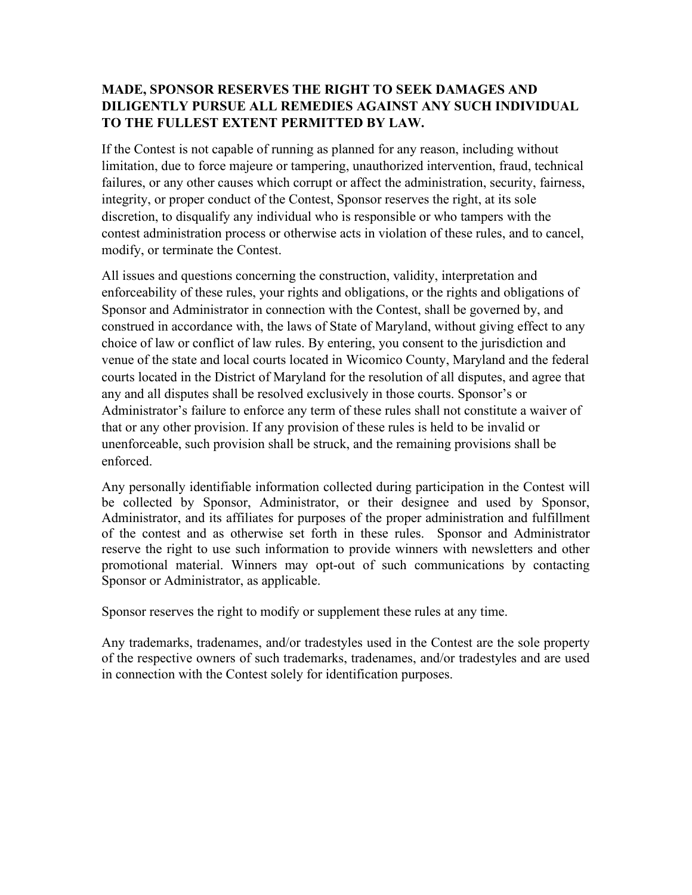**MADE, SPONSOR RESERVES THE RIGHT TO SEEK DAMAGES AND DILIGENTLY PURSUE ALL REMEDIES AGAINST ANY SUCH INDIVIDUAL TO THE FULLEST EXTENT PERMITTED BY LAW.**

If the Contest is not capable of running as planned for any reason, including without limitation, due to force majeure or tampering, unauthorized intervention, fraud, technical failures, or any other causes which corrupt or affect the administration, security, fairness, integrity, or proper conduct of the Contest, Sponsor reserves the right, at its sole discretion, to disqualify any individual who is responsible or who tampers with the contest administration process or otherwise acts in violation of these rules, and to cancel, modify, or terminate the Contest.

All issues and questions concerning the construction, validity, interpretation and enforceability of these rules, your rights and obligations, or the rights and obligations of Sponsor and Administrator in connection with the Contest, shall be governed by, and construed in accordance with, the laws of State of Maryland, without giving effect to any choice of law or conflict of law rules. By entering, you consent to the jurisdiction and venue of the state and local courts located in Wicomico County, Maryland and the federal courts located in the District of Maryland for the resolution of all disputes, and agree that any and all disputes shall be resolved exclusively in those courts. Sponsor's or Administrator's failure to enforce any term of these rules shall not constitute a waiver of that or any other provision. If any provision of these rules is held to be invalid or unenforceable, such provision shall be struck, and the remaining provisions shall be enforced.

Any personally identifiable information collected during participation in the Contest will be collected by Sponsor, Administrator, or their designee and used by Sponsor, Administrator, and its affiliates for purposes of the proper administration and fulfillment of the contest and as otherwise set forth in these rules. Sponsor and Administrator reserve the right to use such information to provide winners with newsletters and other promotional material. Winners may opt-out of such communications by contacting Sponsor or Administrator, as applicable.

Sponsor reserves the right to modify or supplement these rules at any time.

Any trademarks, tradenames, and/or tradestyles used in the Contest are the sole property of the respective owners of such trademarks, tradenames, and/or tradestyles and are used in connection with the Contest solely for identification purposes.